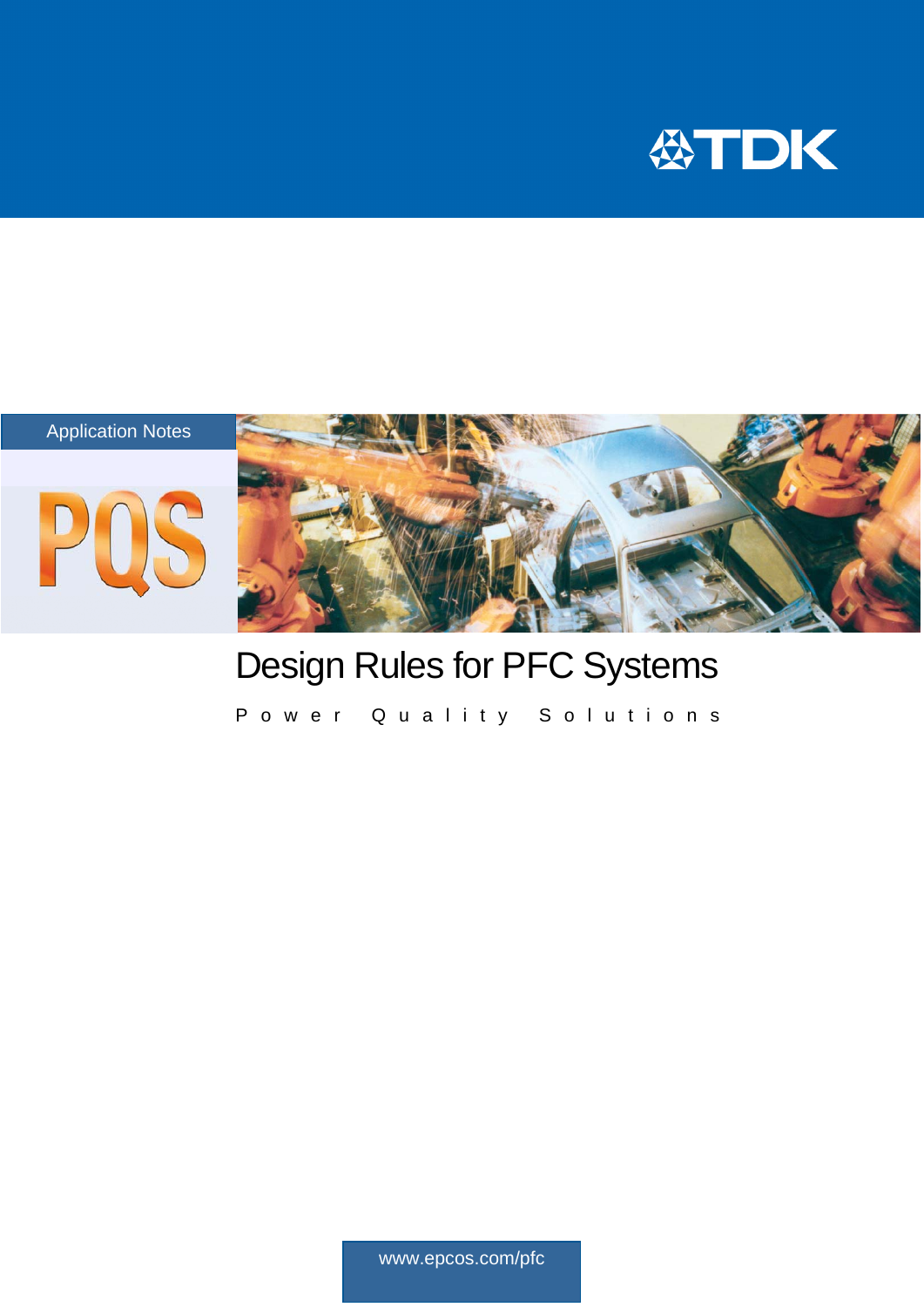TDK

Application Notes

PQS

# Design Rules for PFC Systems

Power Quality Solutions

www.epcos.com/pfc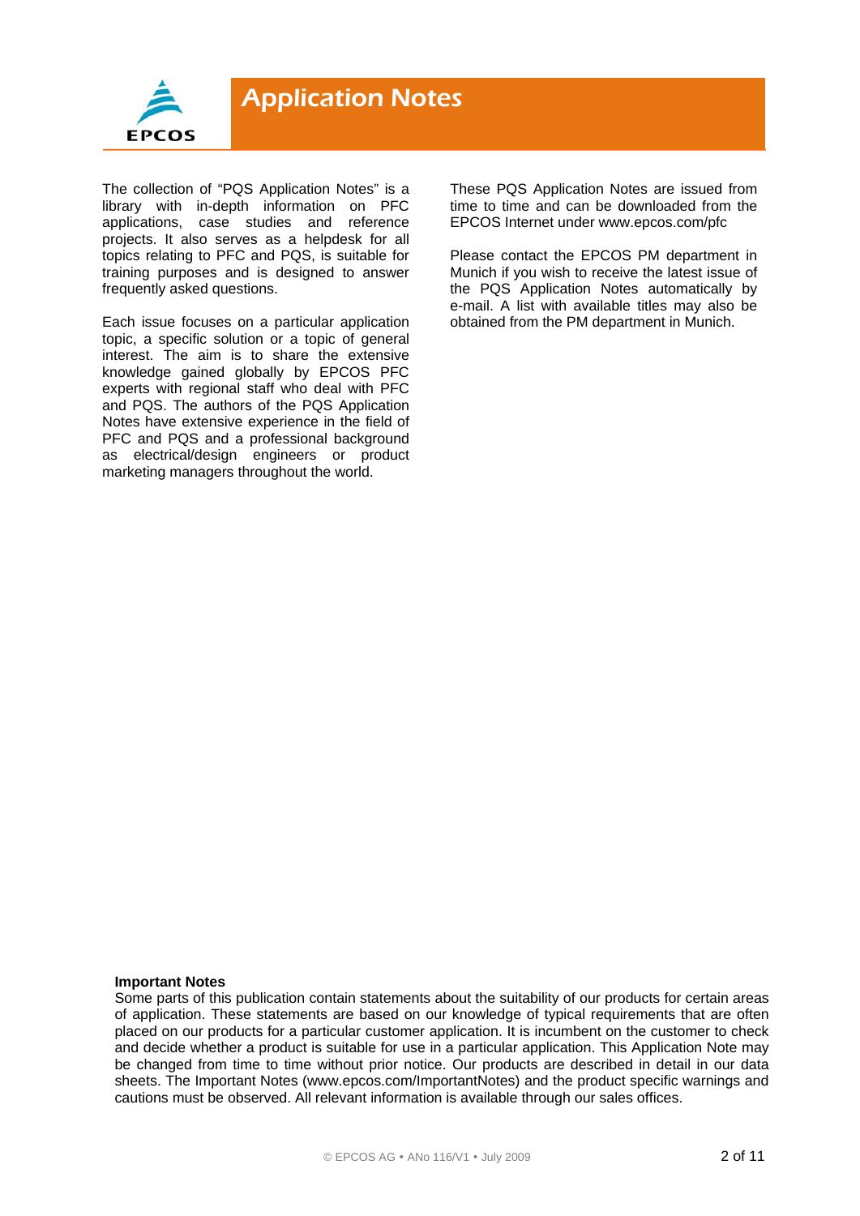# Application Notes

The collection of "PQS Application Notes" is a library with in-depth information on PFC applications, case studies and reference projects. It also serves as a helpdesk for all topics relating to PFC and PQS, is suitable for training purposes and is designed to answer frequently asked questions.

Each issue focuses on a particular application topic, a specific solution or a topic of general interest. The aim is to share the extensive knowledge gained globally by EPCOS PFC experts with regional staff who deal with PFC and PQS. The authors of the PQS Application Notes have extensive experience in the field of PFC and PQS and a professional background as electrical/design engineers or product marketing managers throughout the world.

These PQS Application Notes are issued from time to time and can be downloaded from the EPCOS Internet under www.epcos.com/pfc

Please contact the EPCOS PM department in Munich if you wish to receive the latest issue of the PQS Application Notes automatically by e-mail. A list with available titles may also be obtained from the PM department in Munich.

**Important Notes**
Some parts of this publication contain statements about the suitability of our products for certain areas of application. These statements are based on our knowledge of typical requirements that are often placed on our products for a particular customer application. It is incumbent on the customer to check and decide whether a product is suitable for use in a particular application. This Application Note may be changed from time to time without prior notice. Our products are described in detail in our data sheets. The Important Notes (www.epcos.com/ImportantNotes) and the product specific warnings and cautions must be observed. All relevant information is available through our sales offices.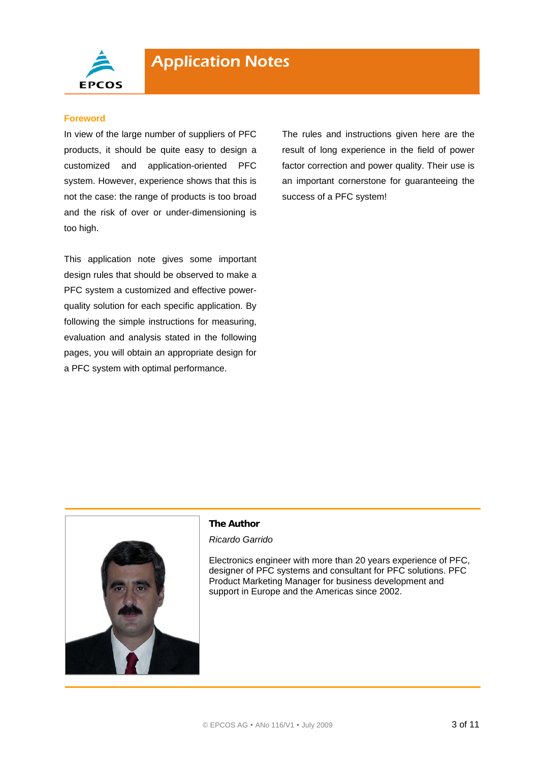## Foreword

In view of the large number of suppliers of PFC products, it should be quite easy to design a customized and application-oriented PFC system. However, experience shows that this is not the case: the range of products is too broad and the risk of over or under-dimensioning is too high.

This application note gives some important design rules that should be observed to make a PFC system a customized and effective power-quality solution for each specific application. By following the simple instructions for measuring, evaluation and analysis stated in the following pages, you will obtain an appropriate design for a PFC system with optimal performance.

The rules and instructions given here are the result of long experience in the field of power factor correction and power quality. Their use is an important cornerstone for guaranteeing the success of a PFC system!

### The Author

*Ricardo Garrido*

Electronics engineer with more than 20 years experience of PFC, designer of PFC systems and consultant for PFC solutions. PFC Product Marketing Manager for business development and support in Europe and the Americas since 2002.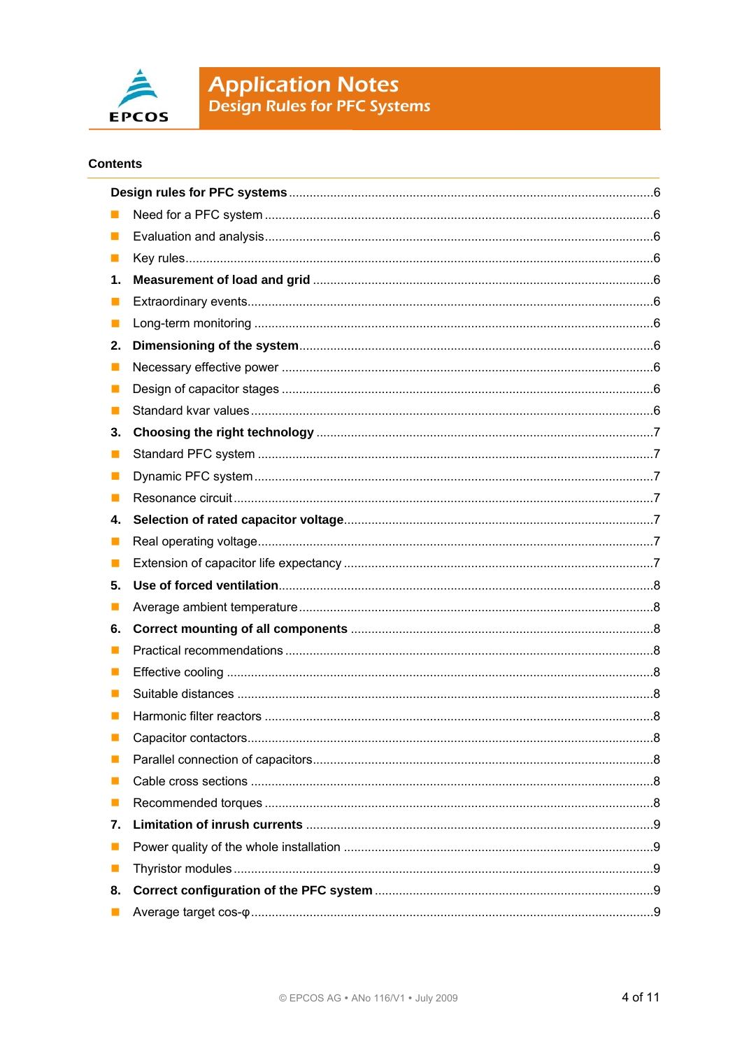## Contents

**Design rules for PFC systems** ........ 6

- Need for a PFC system ........ 6
- Evaluation and analysis ........ 6
- Key rules ........ 6

**1. Measurement of load and grid** ........ 6

- Extraordinary events ........ 6
- Long-term monitoring ........ 6

**2. Dimensioning of the system** ........ 6

- Necessary effective power ........ 6
- Design of capacitor stages ........ 6
- Standard kvar values ........ 6

**3. Choosing the right technology** ........ 7

- Standard PFC system ........ 7
- Dynamic PFC system ........ 7
- Resonance circuit ........ 7

**4. Selection of rated capacitor voltage** ........ 7

- Real operating voltage ........ 7
- Extension of capacitor life expectancy ........ 7

**5. Use of forced ventilation** ........ 8

- Average ambient temperature ........ 8

**6. Correct mounting of all components** ........ 8

- Practical recommendations ........ 8
- Effective cooling ........ 8
- Suitable distances ........ 8
- Harmonic filter reactors ........ 8
- Capacitor contactors ........ 8
- Parallel connection of capacitors ........ 8
- Cable cross sections ........ 8
- Recommended torques ........ 8

**7. Limitation of inrush currents** ........ 9

- Power quality of the whole installation ........ 9
- Thyristor modules ........ 9

**8. Correct configuration of the PFC system** ........ 9

- Average target cos-φ ........ 9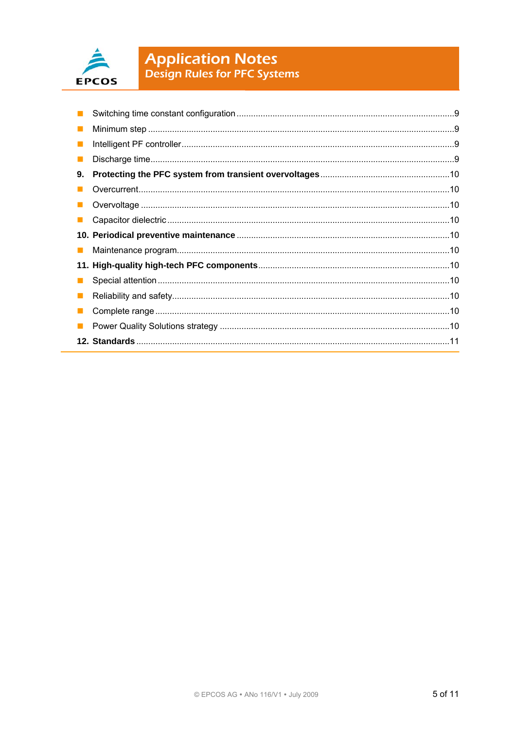- Switching time constant configuration ........................................................................................9
- Minimum step ............................................................................................................................9
- Intelligent PF controller................................................................................................................9
- Discharge time.............................................................................................................................9

**9. Protecting the PFC system from transient overvoltages** .....................................................10

- Overcurrent.................................................................................................................................10
- Overvoltage ...............................................................................................................................10
- Capacitor dielectric ....................................................................................................................10

**10. Periodical preventive maintenance** ........................................................................................10

- Maintenance program.................................................................................................................10

**11. High-quality high-tech PFC components**...............................................................................10

- Special attention ........................................................................................................................10
- Reliability and safety...................................................................................................................10
- Complete range .........................................................................................................................10
- Power Quality Solutions strategy ...............................................................................................10

**12. Standards** .................................................................................................................................11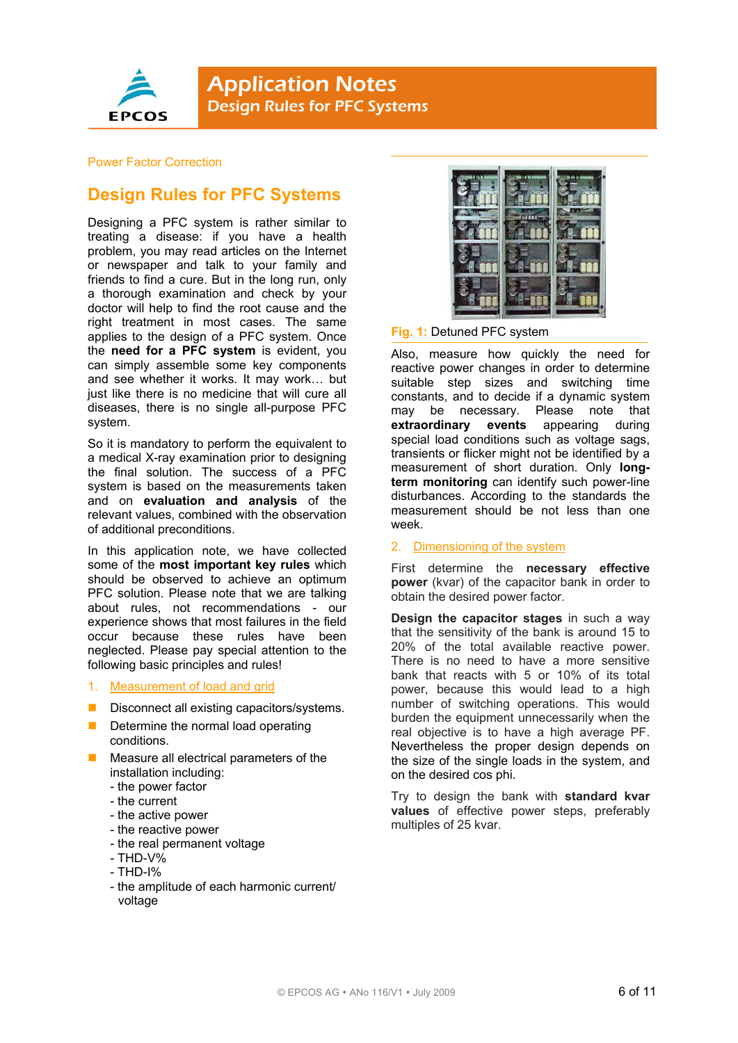Power Factor Correction

# Design Rules for PFC Systems

Designing a PFC system is rather similar to treating a disease: if you have a health problem, you may read articles on the Internet or newspaper and talk to your family and friends to find a cure. But in the long run, only a thorough examination and check by your doctor will help to find the root cause and the right treatment in most cases. The same applies to the design of a PFC system. Once the **need for a PFC system** is evident, you can simply assemble some key components and see whether it works. It may work… but just like there is no medicine that will cure all diseases, there is no single all-purpose PFC system.

So it is mandatory to perform the equivalent to a medical X-ray examination prior to designing the final solution. The success of a PFC system is based on the measurements taken and on **evaluation and analysis** of the relevant values, combined with the observation of additional preconditions.

In this application note, we have collected some of the **most important key rules** which should be observed to achieve an optimum PFC solution. Please note that we are talking about rules, not recommendations - our experience shows that most failures in the field occur because these rules have been neglected. Please pay special attention to the following basic principles and rules!

## 1. Measurement of load and grid

- Disconnect all existing capacitors/systems.
- Determine the normal load operating conditions.
- Measure all electrical parameters of the installation including:
  - the power factor
  - the current
  - the active power
  - the reactive power
  - the real permanent voltage
  - THD-V%
  - THD-I%
  - the amplitude of each harmonic current/ voltage

Fig. 1: Detuned PFC system

Also, measure how quickly the need for reactive power changes in order to determine suitable step sizes and switching time constants, and to decide if a dynamic system may be necessary. Please note that **extraordinary events** appearing during special load conditions such as voltage sags, transients or flicker might not be identified by a measurement of short duration. Only **long-term monitoring** can identify such power-line disturbances. According to the standards the measurement should be not less than one week.

## 2. Dimensioning of the system

First determine the **necessary effective power** (kvar) of the capacitor bank in order to obtain the desired power factor.

**Design the capacitor stages** in such a way that the sensitivity of the bank is around 15 to 20% of the total available reactive power. There is no need to have a more sensitive bank that reacts with 5 or 10% of its total power, because this would lead to a high number of switching operations. This would burden the equipment unnecessarily when the real objective is to have a high average PF. Nevertheless the proper design depends on the size of the single loads in the system, and on the desired cos phi.

Try to design the bank with **standard kvar values** of effective power steps, preferably multiples of 25 kvar.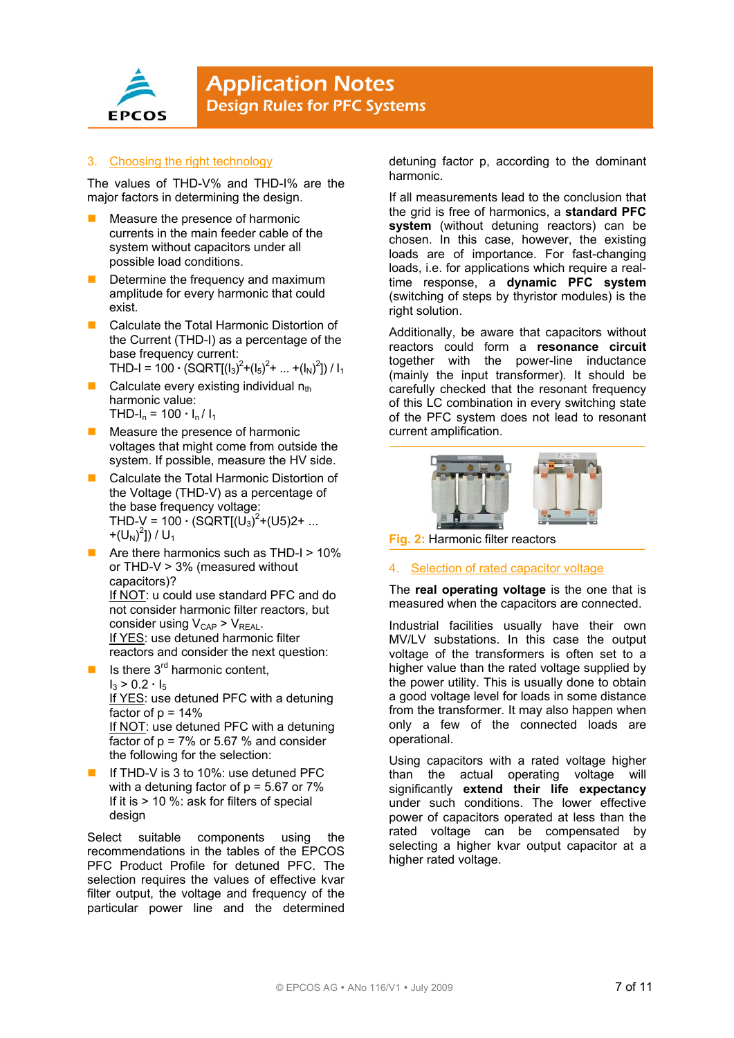## 3. Choosing the right technology

The values of THD-V% and THD-I% are the major factors in determining the design.

- Measure the presence of harmonic currents in the main feeder cable of the system without capacitors under all possible load conditions.
- Determine the frequency and maximum amplitude for every harmonic that could exist.
- Calculate the Total Harmonic Distortion of the Current (THD-I) as a percentage of the base frequency current:
  $THD\text{-}I = 100 \cdot (SQRT[(I_3)^2+(I_5)^2+ \ldots +(I_N)^2]) / I_1$
- Calculate every existing individual $n_{th}$ harmonic value:
  $THD\text{-}I_n = 100 \cdot I_n / I_1$
- Measure the presence of harmonic voltages that might come from outside the system. If possible, measure the HV side.
- Calculate the Total Harmonic Distortion of the Voltage (THD-V) as a percentage of the base frequency voltage:
  $THD\text{-}V = 100 \cdot (SQRT[(U_3)^2+(U5)2+ \ldots +(U_N)^2]) / U_1$
- Are there harmonics such as THD-I > 10% or THD-V > 3% (measured without capacitors)?
  If NOT: u could use standard PFC and do not consider harmonic filter reactors, but consider using $V_{CAP} > V_{REAL}$.
  If YES: use detuned harmonic filter reactors and consider the next question:
- Is there 3rd harmonic content,
  $I_3 > 0.2 \cdot I_5$
  If YES: use detuned PFC with a detuning factor of p = 14%
  If NOT: use detuned PFC with a detuning factor of p = 7% or 5.67 % and consider the following for the selection:
- If THD-V is 3 to 10%: use detuned PFC with a detuning factor of p = 5.67 or 7%
  If it is > 10 %: ask for filters of special design

Select suitable components using the recommendations in the tables of the EPCOS PFC Product Profile for detuned PFC. The selection requires the values of effective kvar filter output, the voltage and frequency of the particular power line and the determined detuning factor p, according to the dominant harmonic.

If all measurements lead to the conclusion that the grid is free of harmonics, a **standard PFC system** (without detuning reactors) can be chosen. In this case, however, the existing loads are of importance. For fast-changing loads, i.e. for applications which require a real-time response, a **dynamic PFC system** (switching of steps by thyristor modules) is the right solution.

Additionally, be aware that capacitors without reactors could form a **resonance circuit** together with the power-line inductance (mainly the input transformer). It should be carefully checked that the resonant frequency of this LC combination in every switching state of the PFC system does not lead to resonant current amplification.

**Fig. 2:** Harmonic filter reactors

## 4. Selection of rated capacitor voltage

The **real operating voltage** is the one that is measured when the capacitors are connected.

Industrial facilities usually have their own MV/LV substations. In this case the output voltage of the transformers is often set to a higher value than the rated voltage supplied by the power utility. This is usually done to obtain a good voltage level for loads in some distance from the transformer. It may also happen when only a few of the connected loads are operational.

Using capacitors with a rated voltage higher than the actual operating voltage will significantly **extend their life expectancy** under such conditions. The lower effective power of capacitors operated at less than the rated voltage can be compensated by selecting a higher kvar output capacitor at a higher rated voltage.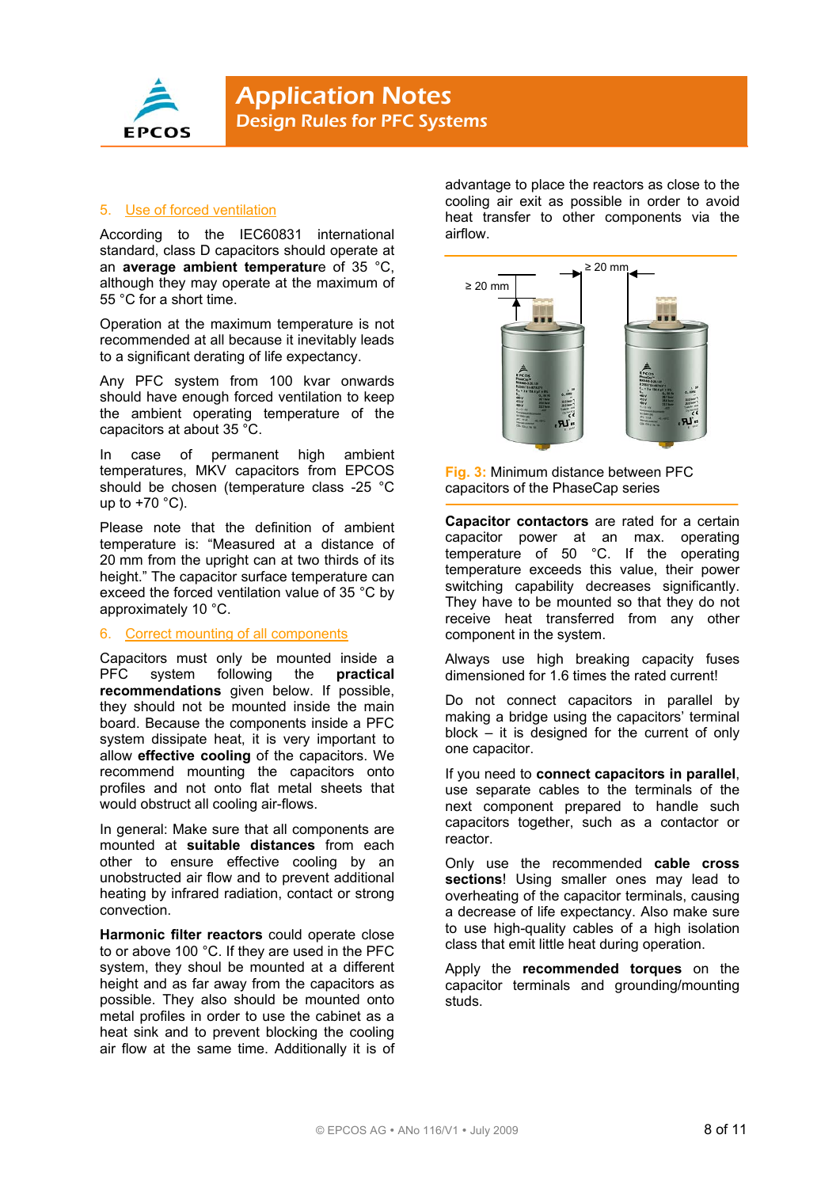## 5. Use of forced ventilation

According to the IEC60831 international standard, class D capacitors should operate at an **average ambient temperatur**e of 35 °C, although they may operate at the maximum of 55 °C for a short time.

Operation at the maximum temperature is not recommended at all because it inevitably leads to a significant derating of life expectancy.

Any PFC system from 100 kvar onwards should have enough forced ventilation to keep the ambient operating temperature of the capacitors at about 35 °C.

In case of permanent high ambient temperatures, MKV capacitors from EPCOS should be chosen (temperature class -25 °C up to +70 °C).

Please note that the definition of ambient temperature is: "Measured at a distance of 20 mm from the upright can at two thirds of its height." The capacitor surface temperature can exceed the forced ventilation value of 35 °C by approximately 10 °C.

## 6. Correct mounting of all components

Capacitors must only be mounted inside a PFC system following the **practical recommendations** given below. If possible, they should not be mounted inside the main board. Because the components inside a PFC system dissipate heat, it is very important to allow **effective cooling** of the capacitors. We recommend mounting the capacitors onto profiles and not onto flat metal sheets that would obstruct all cooling air-flows.

In general: Make sure that all components are mounted at **suitable distances** from each other to ensure effective cooling by an unobstructed air flow and to prevent additional heating by infrared radiation, contact or strong convection.

**Harmonic filter reactors** could operate close to or above 100 °C. If they are used in the PFC system, they shoul be mounted at a different height and as far away from the capacitors as possible. They also should be mounted onto metal profiles in order to use the cabinet as a heat sink and to prevent blocking the cooling air flow at the same time. Additionally it is of advantage to place the reactors as close to the cooling air exit as possible in order to avoid heat transfer to other components via the airflow.

≥ 20 mm

≥ 20 mm

**Fig. 3:** Minimum distance between PFC capacitors of the PhaseCap series

**Capacitor contactors** are rated for a certain capacitor power at an max. operating temperature of 50 °C. If the operating temperature exceeds this value, their power switching capability decreases significantly. They have to be mounted so that they do not receive heat transferred from any other component in the system.

Always use high breaking capacity fuses dimensioned for 1.6 times the rated current!

Do not connect capacitors in parallel by making a bridge using the capacitors' terminal block – it is designed for the current of only one capacitor.

If you need to **connect capacitors in parallel**, use separate cables to the terminals of the next component prepared to handle such capacitors together, such as a contactor or reactor.

Only use the recommended **cable cross sections**! Using smaller ones may lead to overheating of the capacitor terminals, causing a decrease of life expectancy. Also make sure to use high-quality cables of a high isolation class that emit little heat during operation.

Apply the **recommended torques** on the capacitor terminals and grounding/mounting studs.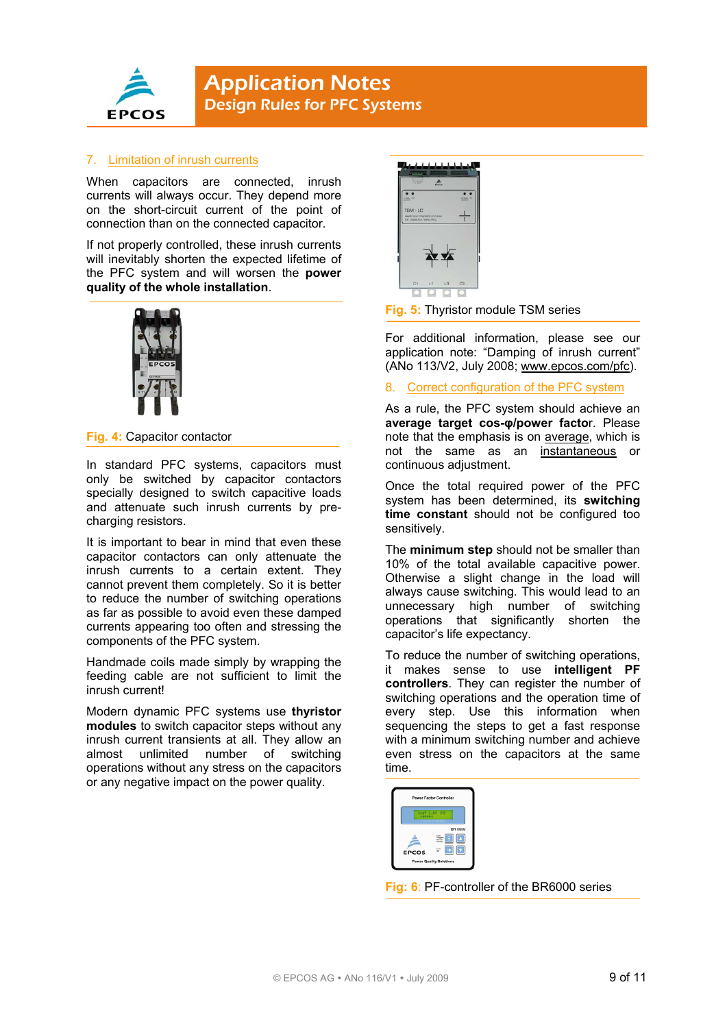## 7. Limitation of inrush currents

When capacitors are connected, inrush currents will always occur. They depend more on the short-circuit current of the point of connection than on the connected capacitor.

If not properly controlled, these inrush currents will inevitably shorten the expected lifetime of the PFC system and will worsen the **power quality of the whole installation**.

**Fig. 4:** Capacitor contactor

In standard PFC systems, capacitors must only be switched by capacitor contactors specially designed to switch capacitive loads and attenuate such inrush currents by pre-charging resistors.

It is important to bear in mind that even these capacitor contactors can only attenuate the inrush currents to a certain extent. They cannot prevent them completely. So it is better to reduce the number of switching operations as far as possible to avoid even these damped currents appearing too often and stressing the components of the PFC system.

Handmade coils made simply by wrapping the feeding cable are not sufficient to limit the inrush current!

Modern dynamic PFC systems use **thyristor modules** to switch capacitor steps without any inrush current transients at all. They allow an almost unlimited number of switching operations without any stress on the capacitors or any negative impact on the power quality.

**Fig. 5:** Thyristor module TSM series

For additional information, please see our application note: "Damping of inrush current" (ANo 113/V2, July 2008; www.epcos.com/pfc).

## 8. Correct configuration of the PFC system

As a rule, the PFC system should achieve an **average target cos-φ/power factor**. Please note that the emphasis is on average, which is not the same as an instantaneous or continuous adjustment.

Once the total required power of the PFC system has been determined, its **switching time constant** should not be configured too sensitively.

The **minimum step** should not be smaller than 10% of the total available capacitive power. Otherwise a slight change in the load will always cause switching. This would lead to an unnecessary high number of switching operations that significantly shorten the capacitor's life expectancy.

To reduce the number of switching operations, it makes sense to use **intelligent PF controllers**. They can register the number of switching operations and the operation time of every step. Use this information when sequencing the steps to get a fast response with a minimum switching number and achieve even stress on the capacitors at the same time.

**Fig: 6:** PF-controller of the BR6000 series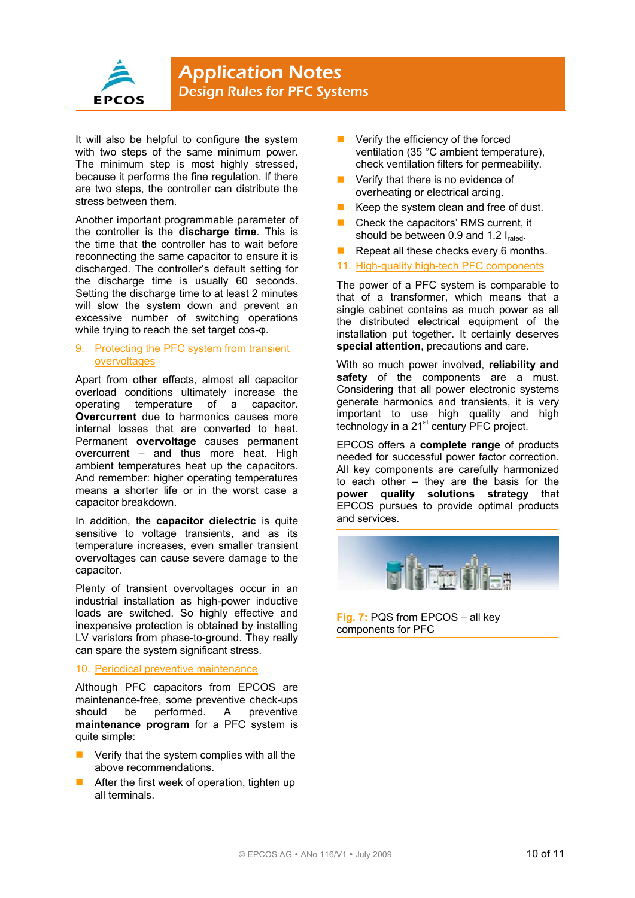It will also be helpful to configure the system with two steps of the same minimum power. The minimum step is most highly stressed, because it performs the fine regulation. If there are two steps, the controller can distribute the stress between them.

Another important programmable parameter of the controller is the **discharge time**. This is the time that the controller has to wait before reconnecting the same capacitor to ensure it is discharged. The controller's default setting for the discharge time is usually 60 seconds. Setting the discharge time to at least 2 minutes will slow the system down and prevent an excessive number of switching operations while trying to reach the set target cos-φ.

## 9. Protecting the PFC system from transient overvoltages

Apart from other effects, almost all capacitor overload conditions ultimately increase the operating temperature of a capacitor. **Overcurrent** due to harmonics causes more internal losses that are converted to heat. Permanent **overvoltage** causes permanent overcurrent – and thus more heat. High ambient temperatures heat up the capacitors. And remember: higher operating temperatures means a shorter life or in the worst case a capacitor breakdown.

In addition, the **capacitor dielectric** is quite sensitive to voltage transients, and as its temperature increases, even smaller transient overvoltages can cause severe damage to the capacitor.

Plenty of transient overvoltages occur in an industrial installation as high-power inductive loads are switched. So highly effective and inexpensive protection is obtained by installing LV varistors from phase-to-ground. They really can spare the system significant stress.

## 10. Periodical preventive maintenance

Although PFC capacitors from EPCOS are maintenance-free, some preventive check-ups should be performed. A preventive **maintenance program** for a PFC system is quite simple:

- Verify that the system complies with all the above recommendations.
- After the first week of operation, tighten up all terminals.
- Verify the efficiency of the forced ventilation (35 °C ambient temperature), check ventilation filters for permeability.
- Verify that there is no evidence of overheating or electrical arcing.
- Keep the system clean and free of dust.
- Check the capacitors' RMS current, it should be between 0.9 and 1.2 $I_{rated}$.
- Repeat all these checks every 6 months.

## 11. High-quality high-tech PFC components

The power of a PFC system is comparable to that of a transformer, which means that a single cabinet contains as much power as all the distributed electrical equipment of the installation put together. It certainly deserves **special attention**, precautions and care.

With so much power involved, **reliability and safety** of the components are a must. Considering that all power electronic systems generate harmonics and transients, it is very important to use high quality and high technology in a 21st century PFC project.

EPCOS offers a **complete range** of products needed for successful power factor correction. All key components are carefully harmonized to each other – they are the basis for the **power quality solutions strategy** that EPCOS pursues to provide optimal products and services.

**Fig. 7:** PQS from EPCOS – all key components for PFC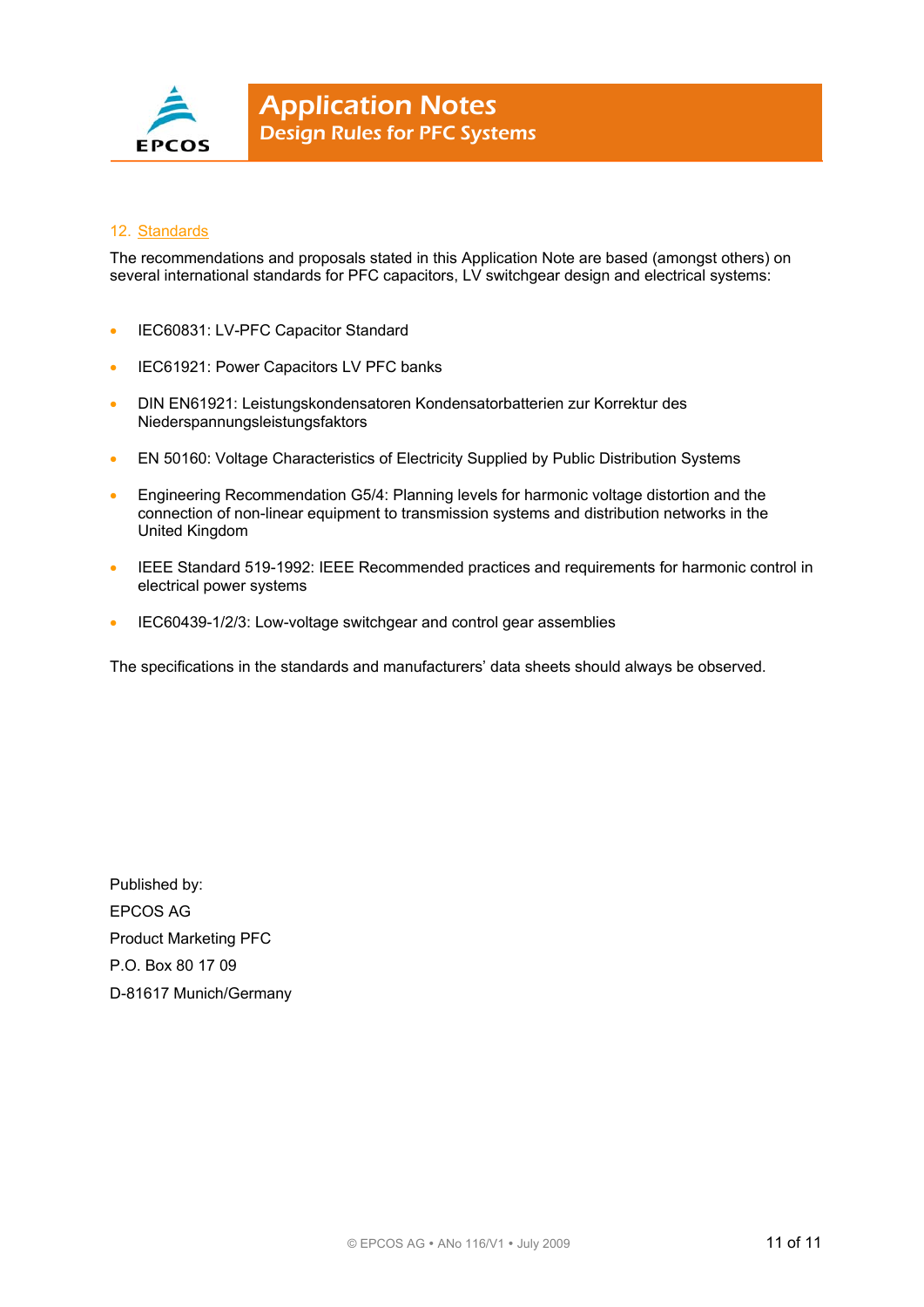## 12. Standards

The recommendations and proposals stated in this Application Note are based (amongst others) on several international standards for PFC capacitors, LV switchgear design and electrical systems:

- IEC60831: LV-PFC Capacitor Standard
- IEC61921: Power Capacitors LV PFC banks
- DIN EN61921: Leistungskondensatoren Kondensatorbatterien zur Korrektur des Niederspannungsleistungsfaktors
- EN 50160: Voltage Characteristics of Electricity Supplied by Public Distribution Systems
- Engineering Recommendation G5/4: Planning levels for harmonic voltage distortion and the connection of non-linear equipment to transmission systems and distribution networks in the United Kingdom
- IEEE Standard 519-1992: IEEE Recommended practices and requirements for harmonic control in electrical power systems
- IEC60439-1/2/3: Low-voltage switchgear and control gear assemblies

The specifications in the standards and manufacturers' data sheets should always be observed.

Published by:

EPCOS AG

Product Marketing PFC

P.O. Box 80 17 09

D-81617 Munich/Germany